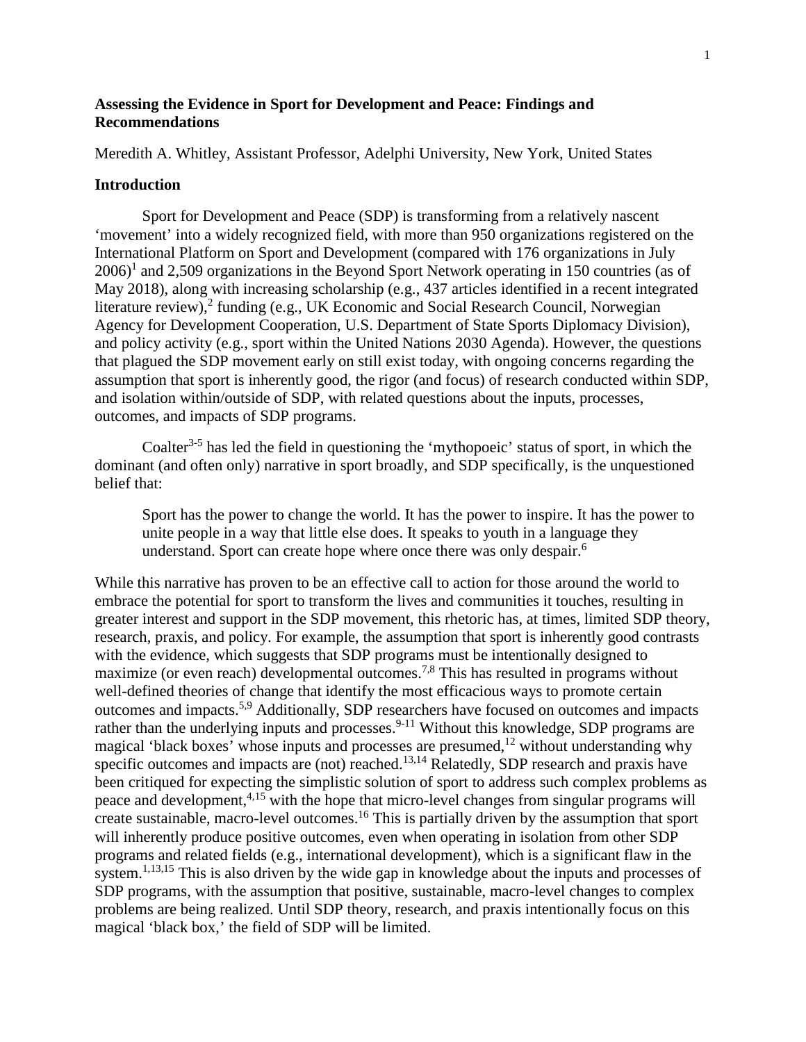# Assessing the Evidence in Sport for Development and Peace: Findings and Recommendations

Meredith A. Whitley, Assistant Professor, Adelphi University, New York, United States

## Introduction

Sport for Development and Peace (SDP) is transforming from a relatively nascent 'movement' into a widely recognized field, with more than 950 organizations registered on the International Platform on Sport and Development (compared with 176 organizations in July 2006)[1] and 2,509 organizations in the Beyond Sport Network operating in 150 countries (as of May 2018), along with increasing scholarship (e.g., 437 articles identified in a recent integrated literature review),[2] funding (e.g., UK Economic and Social Research Council, Norwegian Agency for Development Cooperation, U.S. Department of State Sports Diplomacy Division), and policy activity (e.g., sport within the United Nations 2030 Agenda). However, the questions that plagued the SDP movement early on still exist today, with ongoing concerns regarding the assumption that sport is inherently good, the rigor (and focus) of research conducted within SDP, and isolation within/outside of SDP, with related questions about the inputs, processes, outcomes, and impacts of SDP programs.

Coalter[3-5] has led the field in questioning the 'mythopoeic' status of sport, in which the dominant (and often only) narrative in sport broadly, and SDP specifically, is the unquestioned belief that:

> Sport has the power to change the world. It has the power to inspire. It has the power to unite people in a way that little else does. It speaks to youth in a language they understand. Sport can create hope where once there was only despair.[6]

While this narrative has proven to be an effective call to action for those around the world to embrace the potential for sport to transform the lives and communities it touches, resulting in greater interest and support in the SDP movement, this rhetoric has, at times, limited SDP theory, research, praxis, and policy. For example, the assumption that sport is inherently good contrasts with the evidence, which suggests that SDP programs must be intentionally designed to maximize (or even reach) developmental outcomes.[7,8] This has resulted in programs without well-defined theories of change that identify the most efficacious ways to promote certain outcomes and impacts.[5,9] Additionally, SDP researchers have focused on outcomes and impacts rather than the underlying inputs and processes.[9-11] Without this knowledge, SDP programs are magical 'black boxes' whose inputs and processes are presumed,[12] without understanding why specific outcomes and impacts are (not) reached.[13,14] Relatedly, SDP research and praxis have been critiqued for expecting the simplistic solution of sport to address such complex problems as peace and development,[4,15] with the hope that micro-level changes from singular programs will create sustainable, macro-level outcomes.[16] This is partially driven by the assumption that sport will inherently produce positive outcomes, even when operating in isolation from other SDP programs and related fields (e.g., international development), which is a significant flaw in the system.[1,13,15] This is also driven by the wide gap in knowledge about the inputs and processes of SDP programs, with the assumption that positive, sustainable, macro-level changes to complex problems are being realized. Until SDP theory, research, and praxis intentionally focus on this magical 'black box,' the field of SDP will be limited.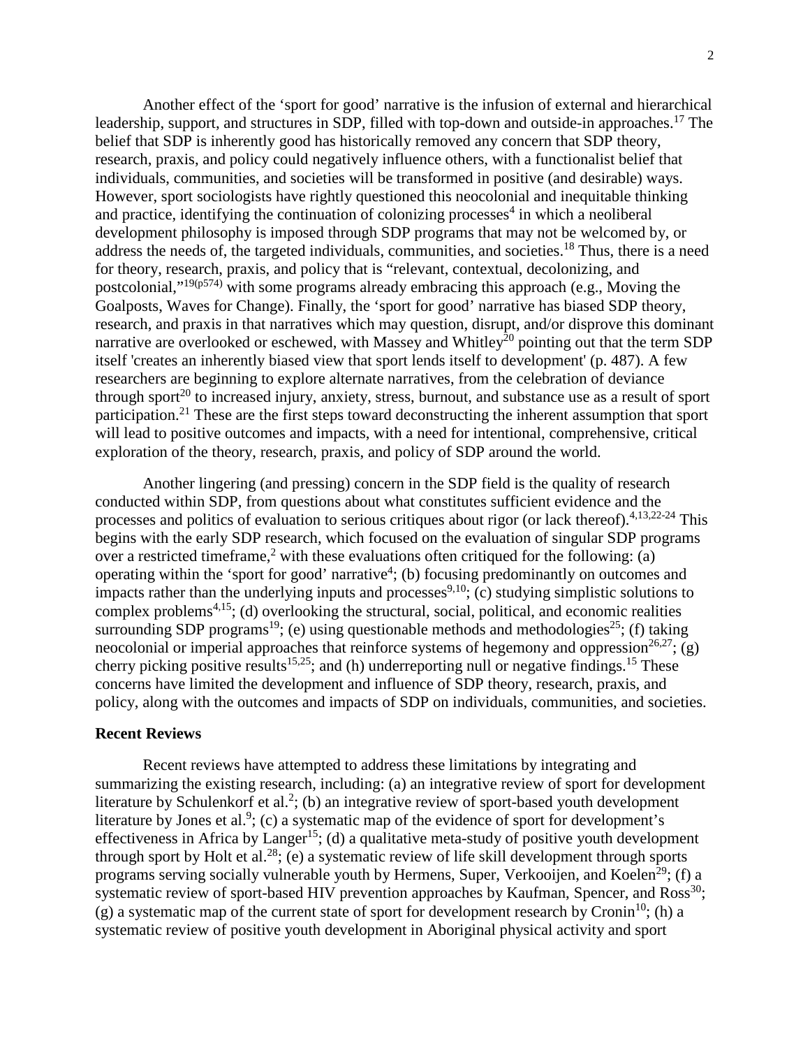Another effect of the 'sport for good' narrative is the infusion of external and hierarchical leadership, support, and structures in SDP, filled with top-down and outside-in approaches.[17] The belief that SDP is inherently good has historically removed any concern that SDP theory, research, praxis, and policy could negatively influence others, with a functionalist belief that individuals, communities, and societies will be transformed in positive (and desirable) ways. However, sport sociologists have rightly questioned this neocolonial and inequitable thinking and practice, identifying the continuation of colonizing processes[4] in which a neoliberal development philosophy is imposed through SDP programs that may not be welcomed by, or address the needs of, the targeted individuals, communities, and societies.[18] Thus, there is a need for theory, research, praxis, and policy that is "relevant, contextual, decolonizing, and postcolonial,"[19(p574)] with some programs already embracing this approach (e.g., Moving the Goalposts, Waves for Change). Finally, the 'sport for good' narrative has biased SDP theory, research, and praxis in that narratives which may question, disrupt, and/or disprove this dominant narrative are overlooked or eschewed, with Massey and Whitley[20] pointing out that the term SDP itself 'creates an inherently biased view that sport lends itself to development' (p. 487). A few researchers are beginning to explore alternate narratives, from the celebration of deviance through sport[20] to increased injury, anxiety, stress, burnout, and substance use as a result of sport participation.[21] These are the first steps toward deconstructing the inherent assumption that sport will lead to positive outcomes and impacts, with a need for intentional, comprehensive, critical exploration of the theory, research, praxis, and policy of SDP around the world.

Another lingering (and pressing) concern in the SDP field is the quality of research conducted within SDP, from questions about what constitutes sufficient evidence and the processes and politics of evaluation to serious critiques about rigor (or lack thereof).[4,13,22-24] This begins with the early SDP research, which focused on the evaluation of singular SDP programs over a restricted timeframe,[2] with these evaluations often critiqued for the following: (a) operating within the 'sport for good' narrative[4]; (b) focusing predominantly on outcomes and impacts rather than the underlying inputs and processes[9,10]; (c) studying simplistic solutions to complex problems[4,15]; (d) overlooking the structural, social, political, and economic realities surrounding SDP programs[19]; (e) using questionable methods and methodologies[25]; (f) taking neocolonial or imperial approaches that reinforce systems of hegemony and oppression[26,27]; (g) cherry picking positive results[15,25]; and (h) underreporting null or negative findings.[15] These concerns have limited the development and influence of SDP theory, research, praxis, and policy, along with the outcomes and impacts of SDP on individuals, communities, and societies.

## Recent Reviews

Recent reviews have attempted to address these limitations by integrating and summarizing the existing research, including: (a) an integrative review of sport for development literature by Schulenkorf et al.[2]; (b) an integrative review of sport-based youth development literature by Jones et al.[9]; (c) a systematic map of the evidence of sport for development's effectiveness in Africa by Langer[15]; (d) a qualitative meta-study of positive youth development through sport by Holt et al.[28]; (e) a systematic review of life skill development through sports programs serving socially vulnerable youth by Hermens, Super, Verkooijen, and Koelen[29]; (f) a systematic review of sport-based HIV prevention approaches by Kaufman, Spencer, and Ross[30]; (g) a systematic map of the current state of sport for development research by Cronin[10]; (h) a systematic review of positive youth development in Aboriginal physical activity and sport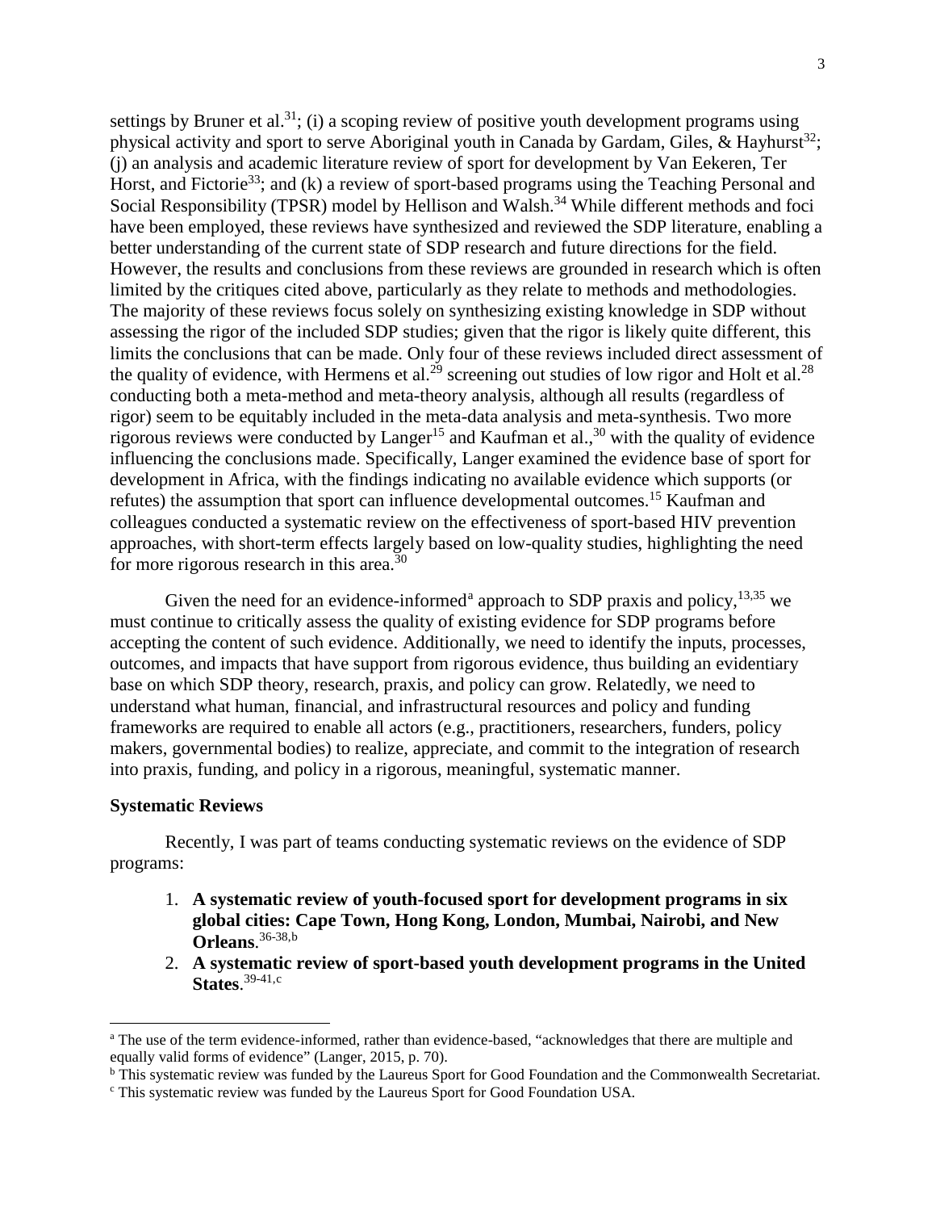settings by Bruner et al.[31]; (i) a scoping review of positive youth development programs using physical activity and sport to serve Aboriginal youth in Canada by Gardam, Giles, & Hayhurst[32]; (j) an analysis and academic literature review of sport for development by Van Eekeren, Ter Horst, and Fictorie[33]; and (k) a review of sport-based programs using the Teaching Personal and Social Responsibility (TPSR) model by Hellison and Walsh.[34] While different methods and foci have been employed, these reviews have synthesized and reviewed the SDP literature, enabling a better understanding of the current state of SDP research and future directions for the field. However, the results and conclusions from these reviews are grounded in research which is often limited by the critiques cited above, particularly as they relate to methods and methodologies. The majority of these reviews focus solely on synthesizing existing knowledge in SDP without assessing the rigor of the included SDP studies; given that the rigor is likely quite different, this limits the conclusions that can be made. Only four of these reviews included direct assessment of the quality of evidence, with Hermens et al.[29] screening out studies of low rigor and Holt et al.[28] conducting both a meta-method and meta-theory analysis, although all results (regardless of rigor) seem to be equitably included in the meta-data analysis and meta-synthesis. Two more rigorous reviews were conducted by Langer[15] and Kaufman et al.,[30] with the quality of evidence influencing the conclusions made. Specifically, Langer examined the evidence base of sport for development in Africa, with the findings indicating no available evidence which supports (or refutes) the assumption that sport can influence developmental outcomes.[15] Kaufman and colleagues conducted a systematic review on the effectiveness of sport-based HIV prevention approaches, with short-term effects largely based on low-quality studies, highlighting the need for more rigorous research in this area.[30]

Given the need for an evidence-informed[a] approach to SDP praxis and policy,[13,35] we must continue to critically assess the quality of existing evidence for SDP programs before accepting the content of such evidence. Additionally, we need to identify the inputs, processes, outcomes, and impacts that have support from rigorous evidence, thus building an evidentiary base on which SDP theory, research, praxis, and policy can grow. Relatedly, we need to understand what human, financial, and infrastructural resources and policy and funding frameworks are required to enable all actors (e.g., practitioners, researchers, funders, policy makers, governmental bodies) to realize, appreciate, and commit to the integration of research into praxis, funding, and policy in a rigorous, meaningful, systematic manner.

**Systematic Reviews**

Recently, I was part of teams conducting systematic reviews on the evidence of SDP programs:

1. **A systematic review of youth-focused sport for development programs in six global cities: Cape Town, Hong Kong, London, Mumbai, Nairobi, and New Orleans**.[36-38,b]
2. **A systematic review of sport-based youth development programs in the United States**.[39-41,c]

[a] The use of the term evidence-informed, rather than evidence-based, "acknowledges that there are multiple and equally valid forms of evidence" (Langer, 2015, p. 70).

[b] This systematic review was funded by the Laureus Sport for Good Foundation and the Commonwealth Secretariat.

[c] This systematic review was funded by the Laureus Sport for Good Foundation USA.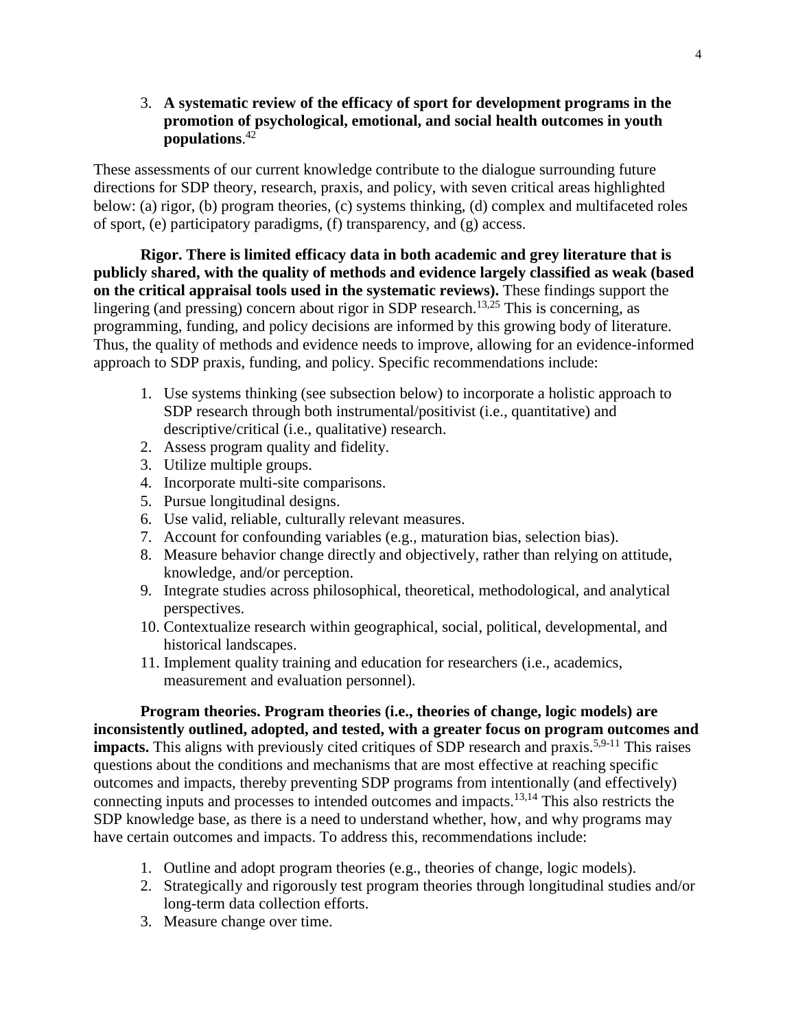3. **A systematic review of the efficacy of sport for development programs in the promotion of psychological, emotional, and social health outcomes in youth populations**.[42]

These assessments of our current knowledge contribute to the dialogue surrounding future directions for SDP theory, research, praxis, and policy, with seven critical areas highlighted below: (a) rigor, (b) program theories, (c) systems thinking, (d) complex and multifaceted roles of sport, (e) participatory paradigms, (f) transparency, and (g) access.

**Rigor. There is limited efficacy data in both academic and grey literature that is publicly shared, with the quality of methods and evidence largely classified as weak (based on the critical appraisal tools used in the systematic reviews).** These findings support the lingering (and pressing) concern about rigor in SDP research.[13,25] This is concerning, as programming, funding, and policy decisions are informed by this growing body of literature. Thus, the quality of methods and evidence needs to improve, allowing for an evidence-informed approach to SDP praxis, funding, and policy. Specific recommendations include:

1. Use systems thinking (see subsection below) to incorporate a holistic approach to SDP research through both instrumental/positivist (i.e., quantitative) and descriptive/critical (i.e., qualitative) research.
2. Assess program quality and fidelity.
3. Utilize multiple groups.
4. Incorporate multi-site comparisons.
5. Pursue longitudinal designs.
6. Use valid, reliable, culturally relevant measures.
7. Account for confounding variables (e.g., maturation bias, selection bias).
8. Measure behavior change directly and objectively, rather than relying on attitude, knowledge, and/or perception.
9. Integrate studies across philosophical, theoretical, methodological, and analytical perspectives.
10. Contextualize research within geographical, social, political, developmental, and historical landscapes.
11. Implement quality training and education for researchers (i.e., academics, measurement and evaluation personnel).

**Program theories. Program theories (i.e., theories of change, logic models) are inconsistently outlined, adopted, and tested, with a greater focus on program outcomes and impacts.** This aligns with previously cited critiques of SDP research and praxis.[5,9-11] This raises questions about the conditions and mechanisms that are most effective at reaching specific outcomes and impacts, thereby preventing SDP programs from intentionally (and effectively) connecting inputs and processes to intended outcomes and impacts.[13,14] This also restricts the SDP knowledge base, as there is a need to understand whether, how, and why programs may have certain outcomes and impacts. To address this, recommendations include:

1. Outline and adopt program theories (e.g., theories of change, logic models).
2. Strategically and rigorously test program theories through longitudinal studies and/or long-term data collection efforts.
3. Measure change over time.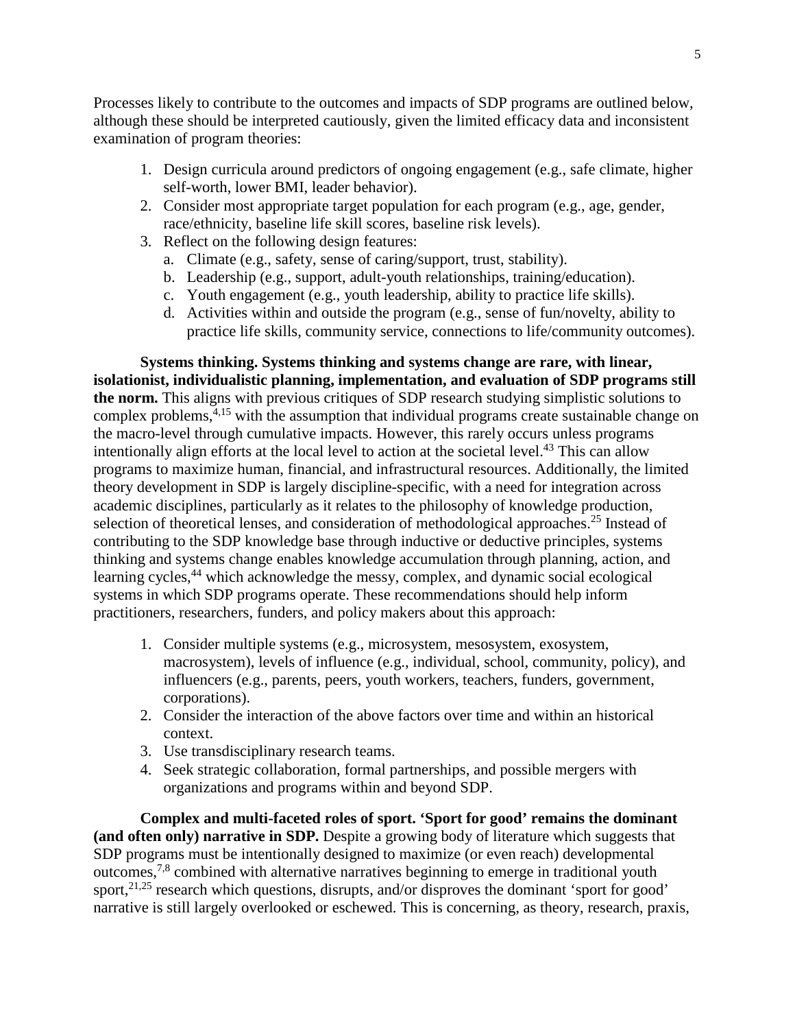Processes likely to contribute to the outcomes and impacts of SDP programs are outlined below, although these should be interpreted cautiously, given the limited efficacy data and inconsistent examination of program theories:

1. Design curricula around predictors of ongoing engagement (e.g., safe climate, higher self-worth, lower BMI, leader behavior).
2. Consider most appropriate target population for each program (e.g., age, gender, race/ethnicity, baseline life skill scores, baseline risk levels).
3. Reflect on the following design features:
   a. Climate (e.g., safety, sense of caring/support, trust, stability).
   b. Leadership (e.g., support, adult-youth relationships, training/education).
   c. Youth engagement (e.g., youth leadership, ability to practice life skills).
   d. Activities within and outside the program (e.g., sense of fun/novelty, ability to practice life skills, community service, connections to life/community outcomes).

**Systems thinking. Systems thinking and systems change are rare, with linear, isolationist, individualistic planning, implementation, and evaluation of SDP programs still the norm.** This aligns with previous critiques of SDP research studying simplistic solutions to complex problems,[4,15] with the assumption that individual programs create sustainable change on the macro-level through cumulative impacts. However, this rarely occurs unless programs intentionally align efforts at the local level to action at the societal level.[43] This can allow programs to maximize human, financial, and infrastructural resources. Additionally, the limited theory development in SDP is largely discipline-specific, with a need for integration across academic disciplines, particularly as it relates to the philosophy of knowledge production, selection of theoretical lenses, and consideration of methodological approaches.[25] Instead of contributing to the SDP knowledge base through inductive or deductive principles, systems thinking and systems change enables knowledge accumulation through planning, action, and learning cycles,[44] which acknowledge the messy, complex, and dynamic social ecological systems in which SDP programs operate. These recommendations should help inform practitioners, researchers, funders, and policy makers about this approach:

1. Consider multiple systems (e.g., microsystem, mesosystem, exosystem, macrosystem), levels of influence (e.g., individual, school, community, policy), and influencers (e.g., parents, peers, youth workers, teachers, funders, government, corporations).
2. Consider the interaction of the above factors over time and within an historical context.
3. Use transdisciplinary research teams.
4. Seek strategic collaboration, formal partnerships, and possible mergers with organizations and programs within and beyond SDP.

**Complex and multi-faceted roles of sport. 'Sport for good' remains the dominant (and often only) narrative in SDP.** Despite a growing body of literature which suggests that SDP programs must be intentionally designed to maximize (or even reach) developmental outcomes,[7,8] combined with alternative narratives beginning to emerge in traditional youth sport,[21,25] research which questions, disrupts, and/or disproves the dominant 'sport for good' narrative is still largely overlooked or eschewed. This is concerning, as theory, research, praxis,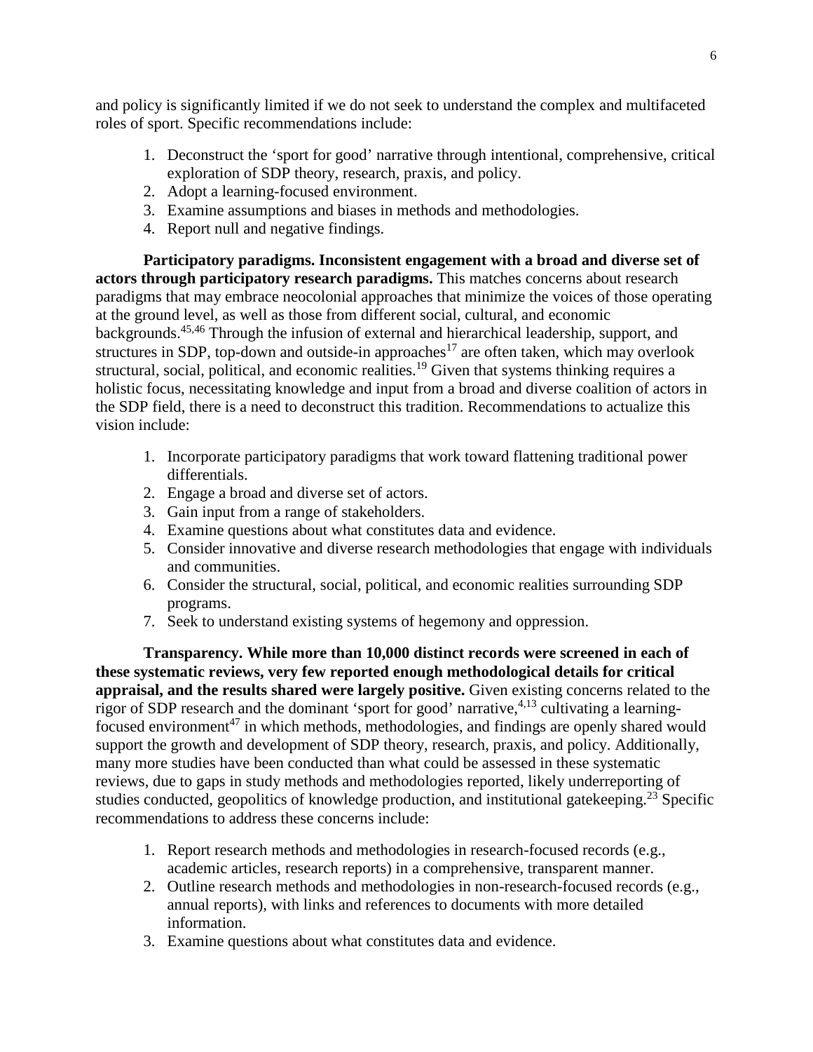and policy is significantly limited if we do not seek to understand the complex and multifaceted roles of sport. Specific recommendations include:

1. Deconstruct the 'sport for good' narrative through intentional, comprehensive, critical exploration of SDP theory, research, praxis, and policy.
2. Adopt a learning-focused environment.
3. Examine assumptions and biases in methods and methodologies.
4. Report null and negative findings.

**Participatory paradigms. Inconsistent engagement with a broad and diverse set of actors through participatory research paradigms.** This matches concerns about research paradigms that may embrace neocolonial approaches that minimize the voices of those operating at the ground level, as well as those from different social, cultural, and economic backgrounds.[45,46] Through the infusion of external and hierarchical leadership, support, and structures in SDP, top-down and outside-in approaches[17] are often taken, which may overlook structural, social, political, and economic realities.[19] Given that systems thinking requires a holistic focus, necessitating knowledge and input from a broad and diverse coalition of actors in the SDP field, there is a need to deconstruct this tradition. Recommendations to actualize this vision include:

1. Incorporate participatory paradigms that work toward flattening traditional power differentials.
2. Engage a broad and diverse set of actors.
3. Gain input from a range of stakeholders.
4. Examine questions about what constitutes data and evidence.
5. Consider innovative and diverse research methodologies that engage with individuals and communities.
6. Consider the structural, social, political, and economic realities surrounding SDP programs.
7. Seek to understand existing systems of hegemony and oppression.

**Transparency. While more than 10,000 distinct records were screened in each of these systematic reviews, very few reported enough methodological details for critical appraisal, and the results shared were largely positive.** Given existing concerns related to the rigor of SDP research and the dominant 'sport for good' narrative,[4,13] cultivating a learning-focused environment[47] in which methods, methodologies, and findings are openly shared would support the growth and development of SDP theory, research, praxis, and policy. Additionally, many more studies have been conducted than what could be assessed in these systematic reviews, due to gaps in study methods and methodologies reported, likely underreporting of studies conducted, geopolitics of knowledge production, and institutional gatekeeping.[23] Specific recommendations to address these concerns include:

1. Report research methods and methodologies in research-focused records (e.g., academic articles, research reports) in a comprehensive, transparent manner.
2. Outline research methods and methodologies in non-research-focused records (e.g., annual reports), with links and references to documents with more detailed information.
3. Examine questions about what constitutes data and evidence.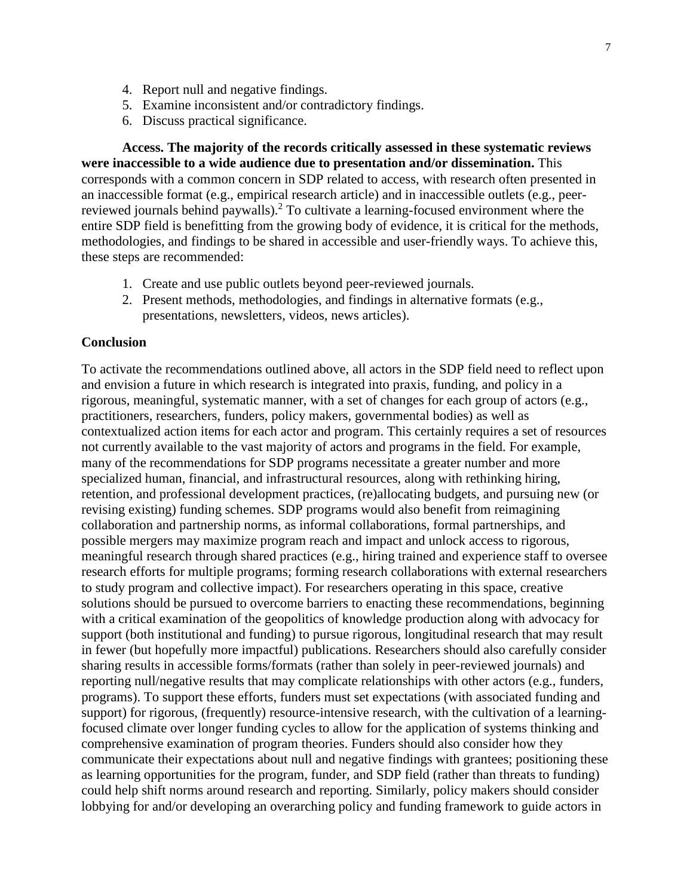4. Report null and negative findings.
5. Examine inconsistent and/or contradictory findings.
6. Discuss practical significance.

**Access. The majority of the records critically assessed in these systematic reviews were inaccessible to a wide audience due to presentation and/or dissemination.** This corresponds with a common concern in SDP related to access, with research often presented in an inaccessible format (e.g., empirical research article) and in inaccessible outlets (e.g., peer-reviewed journals behind paywalls).[2] To cultivate a learning-focused environment where the entire SDP field is benefitting from the growing body of evidence, it is critical for the methods, methodologies, and findings to be shared in accessible and user-friendly ways. To achieve this, these steps are recommended:

1. Create and use public outlets beyond peer-reviewed journals.
2. Present methods, methodologies, and findings in alternative formats (e.g., presentations, newsletters, videos, news articles).

## Conclusion

To activate the recommendations outlined above, all actors in the SDP field need to reflect upon and envision a future in which research is integrated into praxis, funding, and policy in a rigorous, meaningful, systematic manner, with a set of changes for each group of actors (e.g., practitioners, researchers, funders, policy makers, governmental bodies) as well as contextualized action items for each actor and program. This certainly requires a set of resources not currently available to the vast majority of actors and programs in the field. For example, many of the recommendations for SDP programs necessitate a greater number and more specialized human, financial, and infrastructural resources, along with rethinking hiring, retention, and professional development practices, (re)allocating budgets, and pursuing new (or revising existing) funding schemes. SDP programs would also benefit from reimagining collaboration and partnership norms, as informal collaborations, formal partnerships, and possible mergers may maximize program reach and impact and unlock access to rigorous, meaningful research through shared practices (e.g., hiring trained and experience staff to oversee research efforts for multiple programs; forming research collaborations with external researchers to study program and collective impact). For researchers operating in this space, creative solutions should be pursued to overcome barriers to enacting these recommendations, beginning with a critical examination of the geopolitics of knowledge production along with advocacy for support (both institutional and funding) to pursue rigorous, longitudinal research that may result in fewer (but hopefully more impactful) publications. Researchers should also carefully consider sharing results in accessible forms/formats (rather than solely in peer-reviewed journals) and reporting null/negative results that may complicate relationships with other actors (e.g., funders, programs). To support these efforts, funders must set expectations (with associated funding and support) for rigorous, (frequently) resource-intensive research, with the cultivation of a learning-focused climate over longer funding cycles to allow for the application of systems thinking and comprehensive examination of program theories. Funders should also consider how they communicate their expectations about null and negative findings with grantees; positioning these as learning opportunities for the program, funder, and SDP field (rather than threats to funding) could help shift norms around research and reporting. Similarly, policy makers should consider lobbying for and/or developing an overarching policy and funding framework to guide actors in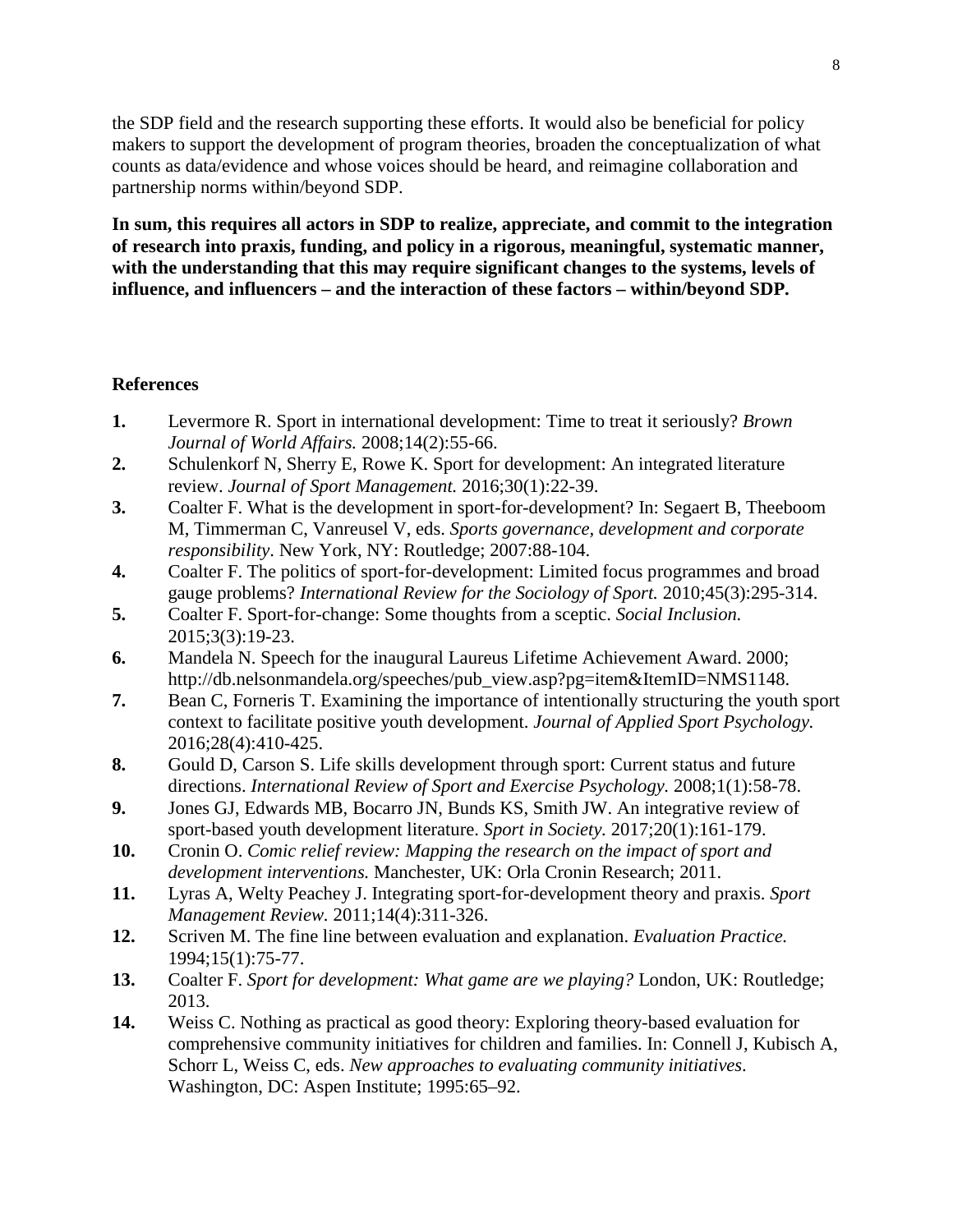the SDP field and the research supporting these efforts. It would also be beneficial for policy makers to support the development of program theories, broaden the conceptualization of what counts as data/evidence and whose voices should be heard, and reimagine collaboration and partnership norms within/beyond SDP.

**In sum, this requires all actors in SDP to realize, appreciate, and commit to the integration of research into praxis, funding, and policy in a rigorous, meaningful, systematic manner, with the understanding that this may require significant changes to the systems, levels of influence, and influencers – and the interaction of these factors – within/beyond SDP.**

## References

1. Levermore R. Sport in international development: Time to treat it seriously? *Brown Journal of World Affairs.* 2008;14(2):55-66.
2. Schulenkorf N, Sherry E, Rowe K. Sport for development: An integrated literature review. *Journal of Sport Management.* 2016;30(1):22-39.
3. Coalter F. What is the development in sport-for-development? In: Segaert B, Theeboom M, Timmerman C, Vanreusel V, eds. *Sports governance, development and corporate responsibility*. New York, NY: Routledge; 2007:88-104.
4. Coalter F. The politics of sport-for-development: Limited focus programmes and broad gauge problems? *International Review for the Sociology of Sport.* 2010;45(3):295-314.
5. Coalter F. Sport-for-change: Some thoughts from a sceptic. *Social Inclusion.* 2015;3(3):19-23.
6. Mandela N. Speech for the inaugural Laureus Lifetime Achievement Award. 2000; http://db.nelsonmandela.org/speeches/pub_view.asp?pg=item&ItemID=NMS1148.
7. Bean C, Forneris T. Examining the importance of intentionally structuring the youth sport context to facilitate positive youth development. *Journal of Applied Sport Psychology.* 2016;28(4):410-425.
8. Gould D, Carson S. Life skills development through sport: Current status and future directions. *International Review of Sport and Exercise Psychology.* 2008;1(1):58-78.
9. Jones GJ, Edwards MB, Bocarro JN, Bunds KS, Smith JW. An integrative review of sport-based youth development literature. *Sport in Society.* 2017;20(1):161-179.
10. Cronin O. *Comic relief review: Mapping the research on the impact of sport and development interventions.* Manchester, UK: Orla Cronin Research; 2011.
11. Lyras A, Welty Peachey J. Integrating sport-for-development theory and praxis. *Sport Management Review.* 2011;14(4):311-326.
12. Scriven M. The fine line between evaluation and explanation. *Evaluation Practice.* 1994;15(1):75-77.
13. Coalter F. *Sport for development: What game are we playing?* London, UK: Routledge; 2013.
14. Weiss C. Nothing as practical as good theory: Exploring theory-based evaluation for comprehensive community initiatives for children and families. In: Connell J, Kubisch A, Schorr L, Weiss C, eds. *New approaches to evaluating community initiatives*. Washington, DC: Aspen Institute; 1995:65–92.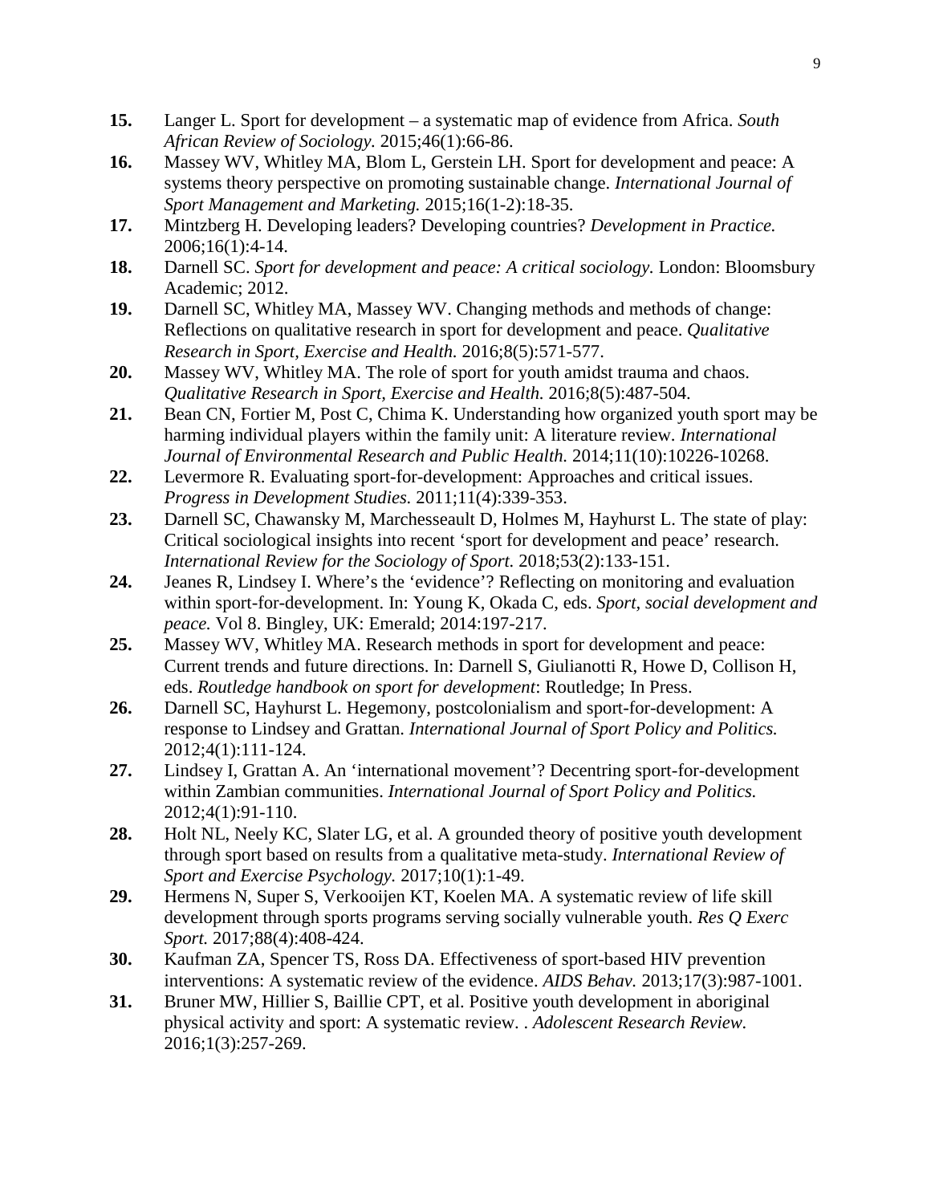**15.** Langer L. Sport for development – a systematic map of evidence from Africa. *South African Review of Sociology.* 2015;46(1):66-86.

**16.** Massey WV, Whitley MA, Blom L, Gerstein LH. Sport for development and peace: A systems theory perspective on promoting sustainable change. *International Journal of Sport Management and Marketing.* 2015;16(1-2):18-35.

**17.** Mintzberg H. Developing leaders? Developing countries? *Development in Practice.* 2006;16(1):4-14.

**18.** Darnell SC. *Sport for development and peace: A critical sociology.* London: Bloomsbury Academic; 2012.

**19.** Darnell SC, Whitley MA, Massey WV. Changing methods and methods of change: Reflections on qualitative research in sport for development and peace. *Qualitative Research in Sport, Exercise and Health.* 2016;8(5):571-577.

**20.** Massey WV, Whitley MA. The role of sport for youth amidst trauma and chaos. *Qualitative Research in Sport, Exercise and Health.* 2016;8(5):487-504.

**21.** Bean CN, Fortier M, Post C, Chima K. Understanding how organized youth sport may be harming individual players within the family unit: A literature review. *International Journal of Environmental Research and Public Health.* 2014;11(10):10226-10268.

**22.** Levermore R. Evaluating sport-for-development: Approaches and critical issues. *Progress in Development Studies.* 2011;11(4):339-353.

**23.** Darnell SC, Chawansky M, Marchesseault D, Holmes M, Hayhurst L. The state of play: Critical sociological insights into recent 'sport for development and peace' research. *International Review for the Sociology of Sport.* 2018;53(2):133-151.

**24.** Jeanes R, Lindsey I. Where's the 'evidence'? Reflecting on monitoring and evaluation within sport-for-development. In: Young K, Okada C, eds. *Sport, social development and peace.* Vol 8. Bingley, UK: Emerald; 2014:197-217.

**25.** Massey WV, Whitley MA. Research methods in sport for development and peace: Current trends and future directions. In: Darnell S, Giulianotti R, Howe D, Collison H, eds. *Routledge handbook on sport for development*: Routledge; In Press.

**26.** Darnell SC, Hayhurst L. Hegemony, postcolonialism and sport-for-development: A response to Lindsey and Grattan. *International Journal of Sport Policy and Politics.* 2012;4(1):111-124.

**27.** Lindsey I, Grattan A. An 'international movement'? Decentring sport-for-development within Zambian communities. *International Journal of Sport Policy and Politics.* 2012;4(1):91-110.

**28.** Holt NL, Neely KC, Slater LG, et al. A grounded theory of positive youth development through sport based on results from a qualitative meta-study. *International Review of Sport and Exercise Psychology.* 2017;10(1):1-49.

**29.** Hermens N, Super S, Verkooijen KT, Koelen MA. A systematic review of life skill development through sports programs serving socially vulnerable youth. *Res Q Exerc Sport.* 2017;88(4):408-424.

**30.** Kaufman ZA, Spencer TS, Ross DA. Effectiveness of sport-based HIV prevention interventions: A systematic review of the evidence. *AIDS Behav.* 2013;17(3):987-1001.

**31.** Bruner MW, Hillier S, Baillie CPT, et al. Positive youth development in aboriginal physical activity and sport: A systematic review. . *Adolescent Research Review.* 2016;1(3):257-269.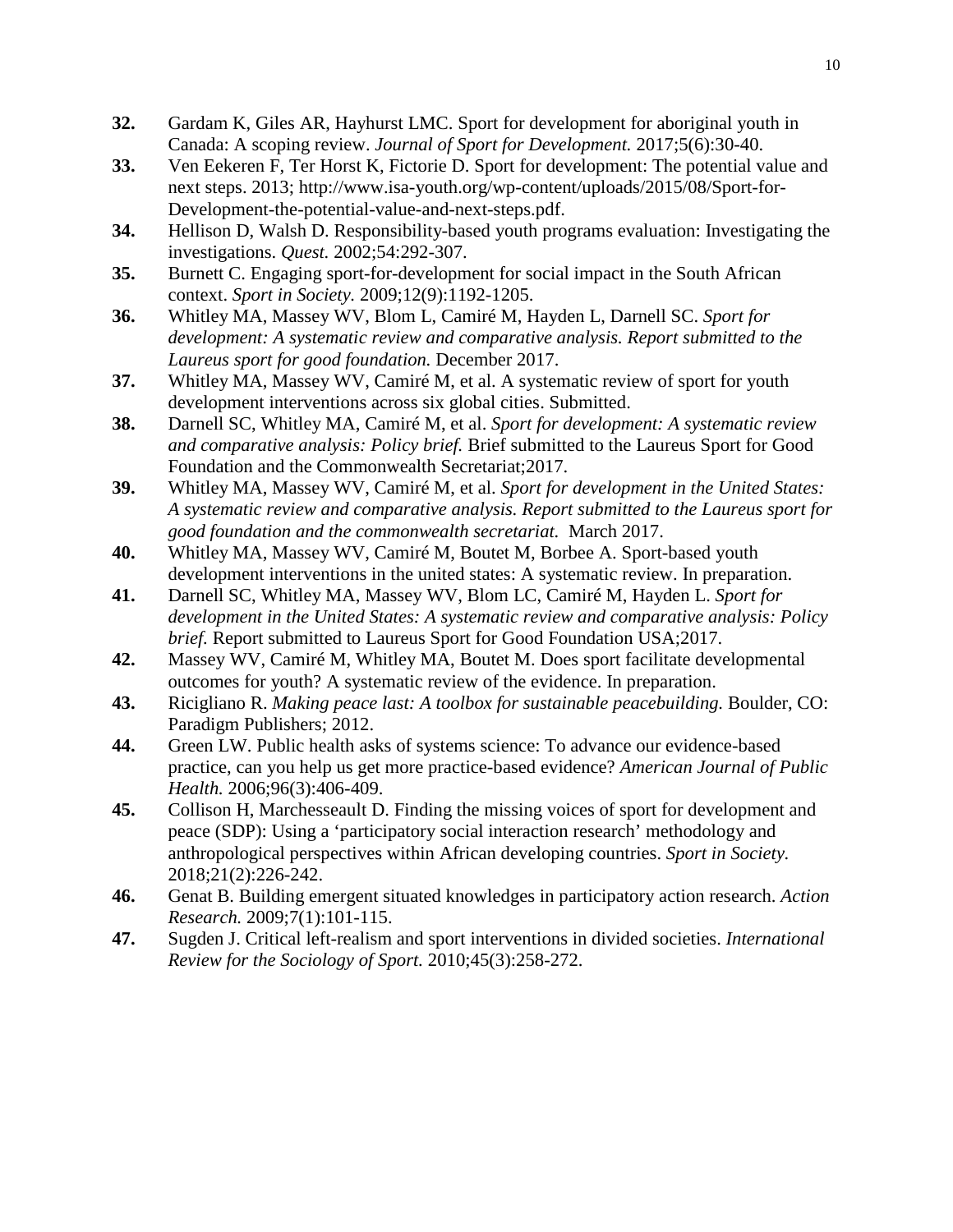**32.** Gardam K, Giles AR, Hayhurst LMC. Sport for development for aboriginal youth in Canada: A scoping review. *Journal of Sport for Development.* 2017;5(6):30-40.

**33.** Ven Eekeren F, Ter Horst K, Fictorie D. Sport for development: The potential value and next steps. 2013; http://www.isa-youth.org/wp-content/uploads/2015/08/Sport-for-Development-the-potential-value-and-next-steps.pdf.

**34.** Hellison D, Walsh D. Responsibility-based youth programs evaluation: Investigating the investigations. *Quest.* 2002;54:292-307.

**35.** Burnett C. Engaging sport-for-development for social impact in the South African context. *Sport in Society.* 2009;12(9):1192-1205.

**36.** Whitley MA, Massey WV, Blom L, Camiré M, Hayden L, Darnell SC. *Sport for development: A systematic review and comparative analysis. Report submitted to the Laureus sport for good foundation.* December 2017.

**37.** Whitley MA, Massey WV, Camiré M, et al. A systematic review of sport for youth development interventions across six global cities. Submitted.

**38.** Darnell SC, Whitley MA, Camiré M, et al. *Sport for development: A systematic review and comparative analysis: Policy brief.* Brief submitted to the Laureus Sport for Good Foundation and the Commonwealth Secretariat;2017.

**39.** Whitley MA, Massey WV, Camiré M, et al. *Sport for development in the United States: A systematic review and comparative analysis. Report submitted to the Laureus sport for good foundation and the commonwealth secretariat.* March 2017.

**40.** Whitley MA, Massey WV, Camiré M, Boutet M, Borbee A. Sport-based youth development interventions in the united states: A systematic review. In preparation.

**41.** Darnell SC, Whitley MA, Massey WV, Blom LC, Camiré M, Hayden L. *Sport for development in the United States: A systematic review and comparative analysis: Policy brief.* Report submitted to Laureus Sport for Good Foundation USA;2017.

**42.** Massey WV, Camiré M, Whitley MA, Boutet M. Does sport facilitate developmental outcomes for youth? A systematic review of the evidence. In preparation.

**43.** Ricigliano R. *Making peace last: A toolbox for sustainable peacebuilding.* Boulder, CO: Paradigm Publishers; 2012.

**44.** Green LW. Public health asks of systems science: To advance our evidence-based practice, can you help us get more practice-based evidence? *American Journal of Public Health.* 2006;96(3):406-409.

**45.** Collison H, Marchesseault D. Finding the missing voices of sport for development and peace (SDP): Using a 'participatory social interaction research' methodology and anthropological perspectives within African developing countries. *Sport in Society.* 2018;21(2):226-242.

**46.** Genat B. Building emergent situated knowledges in participatory action research. *Action Research.* 2009;7(1):101-115.

**47.** Sugden J. Critical left-realism and sport interventions in divided societies. *International Review for the Sociology of Sport.* 2010;45(3):258-272.